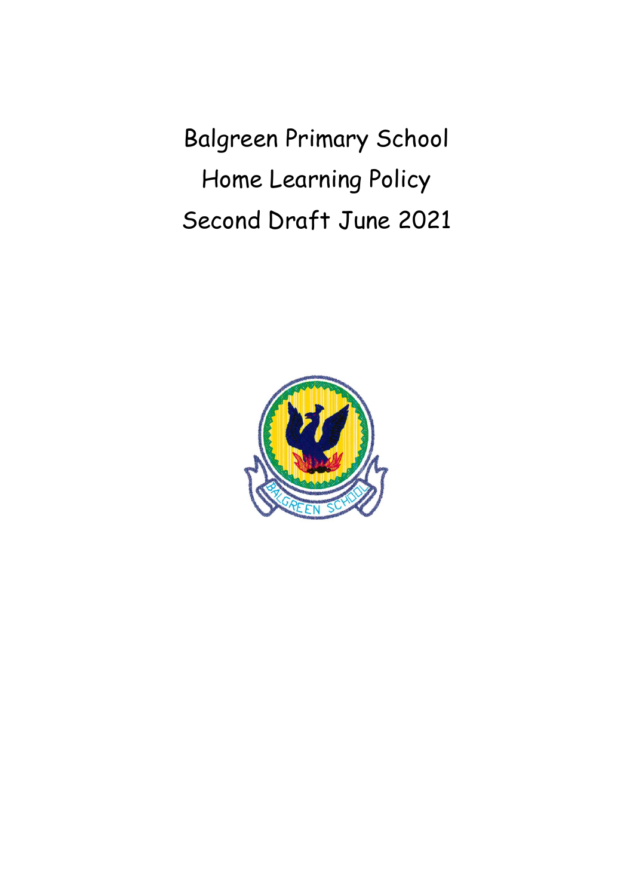# Balgreen Primary School

# Home Learning Policy

# Second Draft June 2021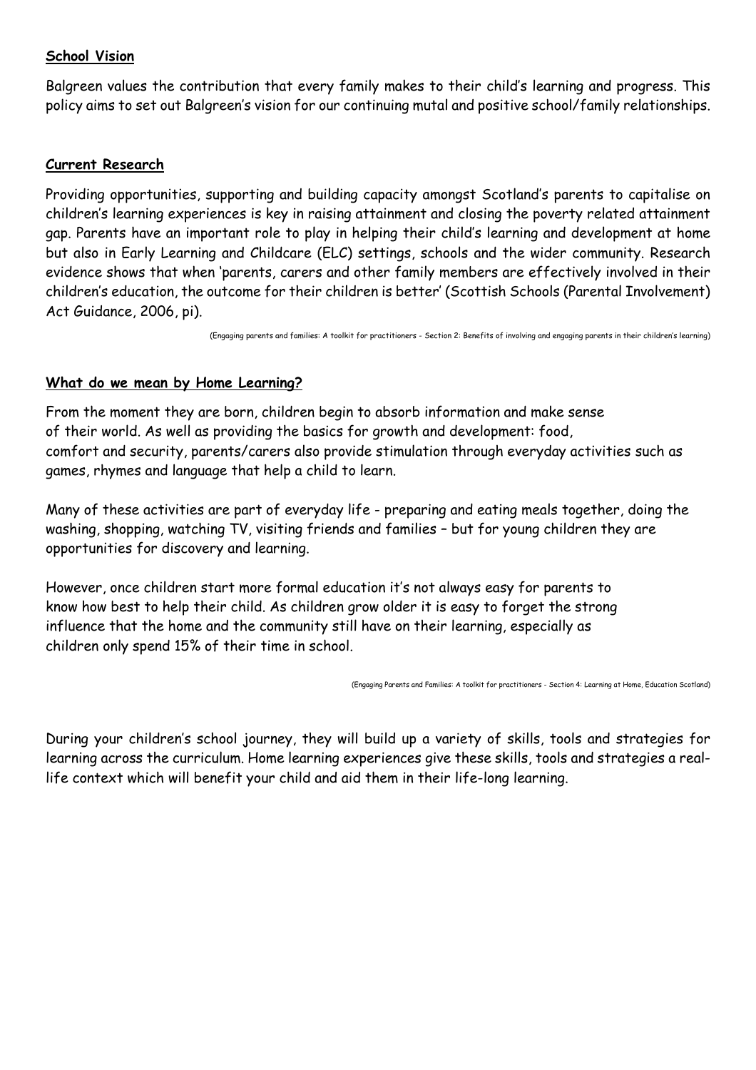## School Vision

Balgreen values the contribution that every family makes to their child's learning and progress. This policy aims to set out Balgreen's vision for our continuing mutal and positive school/family relationships.

## Current Research

Providing opportunities, supporting and building capacity amongst Scotland's parents to capitalise on children's learning experiences is key in raising attainment and closing the poverty related attainment gap. Parents have an important role to play in helping their child's learning and development at home but also in Early Learning and Childcare (ELC) settings, schools and the wider community. Research evidence shows that when 'parents, carers and other family members are effectively involved in their children's education, the outcome for their children is better' (Scottish Schools (Parental Involvement) Act Guidance, 2006, pi).

(Engaging parents and families: A toolkit for practitioners - Section 2: Benefits of involving and engaging parents in their children's learning)

## What do we mean by Home Learning?

From the moment they are born, children begin to absorb information and make sense of their world. As well as providing the basics for growth and development: food, comfort and security, parents/carers also provide stimulation through everyday activities such as games, rhymes and language that help a child to learn.

Many of these activities are part of everyday life - preparing and eating meals together, doing the washing, shopping, watching TV, visiting friends and families – but for young children they are opportunities for discovery and learning.

However, once children start more formal education it's not always easy for parents to know how best to help their child. As children grow older it is easy to forget the strong influence that the home and the community still have on their learning, especially as children only spend 15% of their time in school.

(Engaging Parents and Families: A toolkit for practitioners - Section 4: Learning at Home, Education Scotland)

During your children's school journey, they will build up a variety of skills, tools and strategies for learning across the curriculum. Home learning experiences give these skills, tools and strategies a real-life context which will benefit your child and aid them in their life-long learning.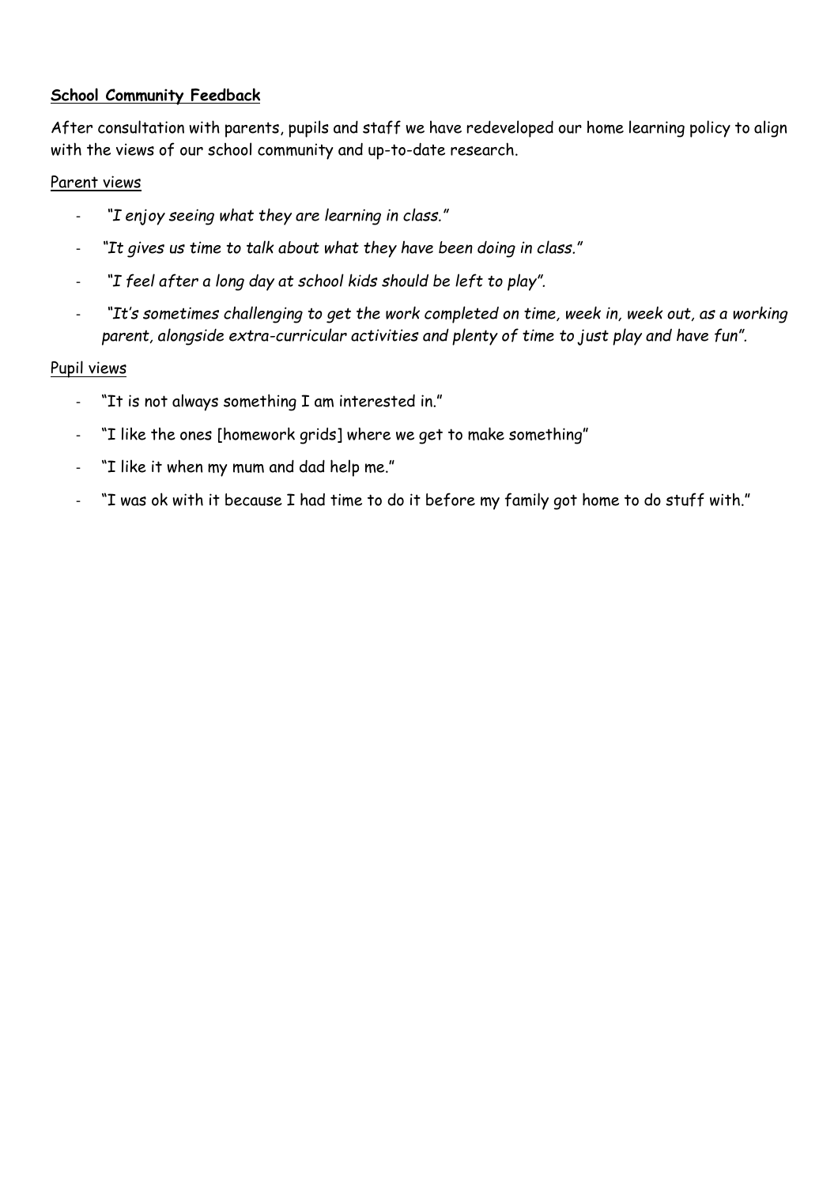**School Community Feedback**

After consultation with parents, pupils and staff we have redeveloped our home learning policy to align with the views of our school community and up-to-date research.

Parent views

- *"I enjoy seeing what they are learning in class."*
- *"It gives us time to talk about what they have been doing in class."*
- *"I feel after a long day at school kids should be left to play".*
- *"It's sometimes challenging to get the work completed on time, week in, week out, as a working parent, alongside extra-curricular activities and plenty of time to just play and have fun".*

Pupil views

- "It is not always something I am interested in."
- "I like the ones [homework grids] where we get to make something"
- "I like it when my mum and dad help me."
- "I was ok with it because I had time to do it before my family got home to do stuff with."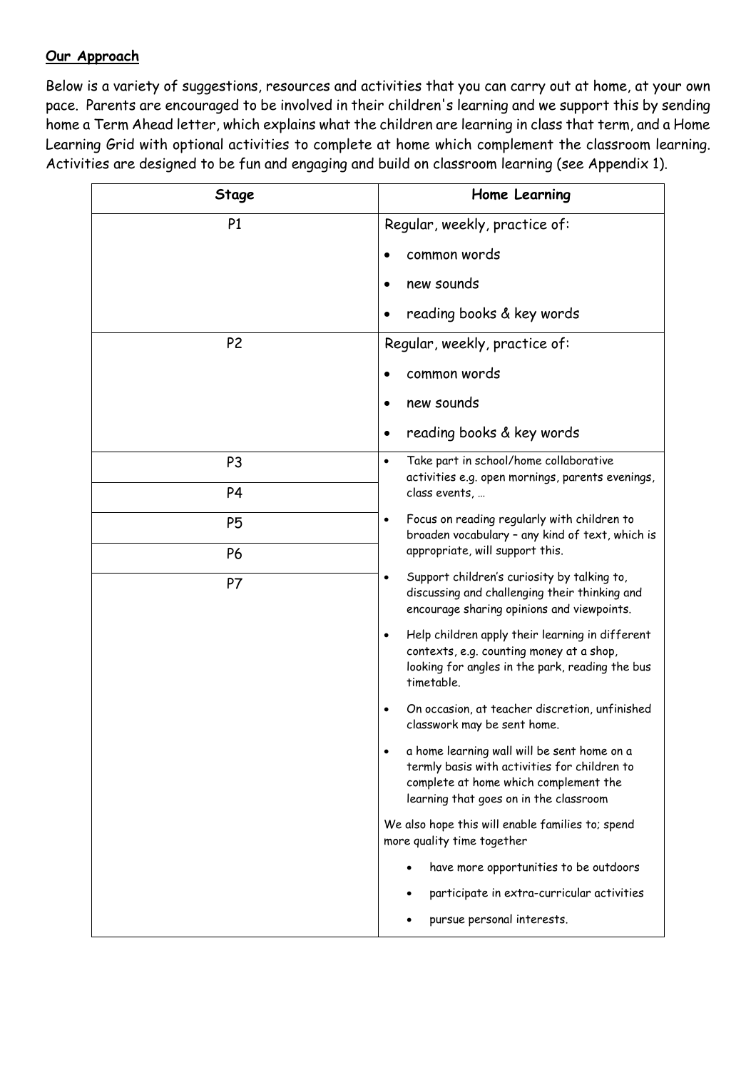## Our Approach

Below is a variety of suggestions, resources and activities that you can carry out at home, at your own pace. Parents are encouraged to be involved in their children's learning and we support this by sending home a Term Ahead letter, which explains what the children are learning in class that term, and a Home Learning Grid with optional activities to complete at home which complement the classroom learning. Activities are designed to be fun and engaging and build on classroom learning (see Appendix 1).

| Stage | Home Learning |
|---|---|
| P1 | Regular, weekly, practice of:<br>• common words<br>• new sounds<br>• reading books & key words |
| P2 | Regular, weekly, practice of:<br>• common words<br>• new sounds<br>• reading books & key words |
| P3<br>P4<br>P5<br>P6<br>P7 | • Take part in school/home collaborative activities e.g. open mornings, parents evenings, class events, …<br>• Focus on reading regularly with children to broaden vocabulary – any kind of text, which is appropriate, will support this.<br>• Support children's curiosity by talking to, discussing and challenging their thinking and encourage sharing opinions and viewpoints.<br>• Help children apply their learning in different contexts, e.g. counting money at a shop, looking for angles in the park, reading the bus timetable.<br>• On occasion, at teacher discretion, unfinished classwork may be sent home.<br>• a home learning wall will be sent home on a termly basis with activities for children to complete at home which complement the learning that goes on in the classroom<br>We also hope this will enable families to; spend more quality time together<br>• have more opportunities to be outdoors<br>• participate in extra-curricular activities<br>• pursue personal interests. |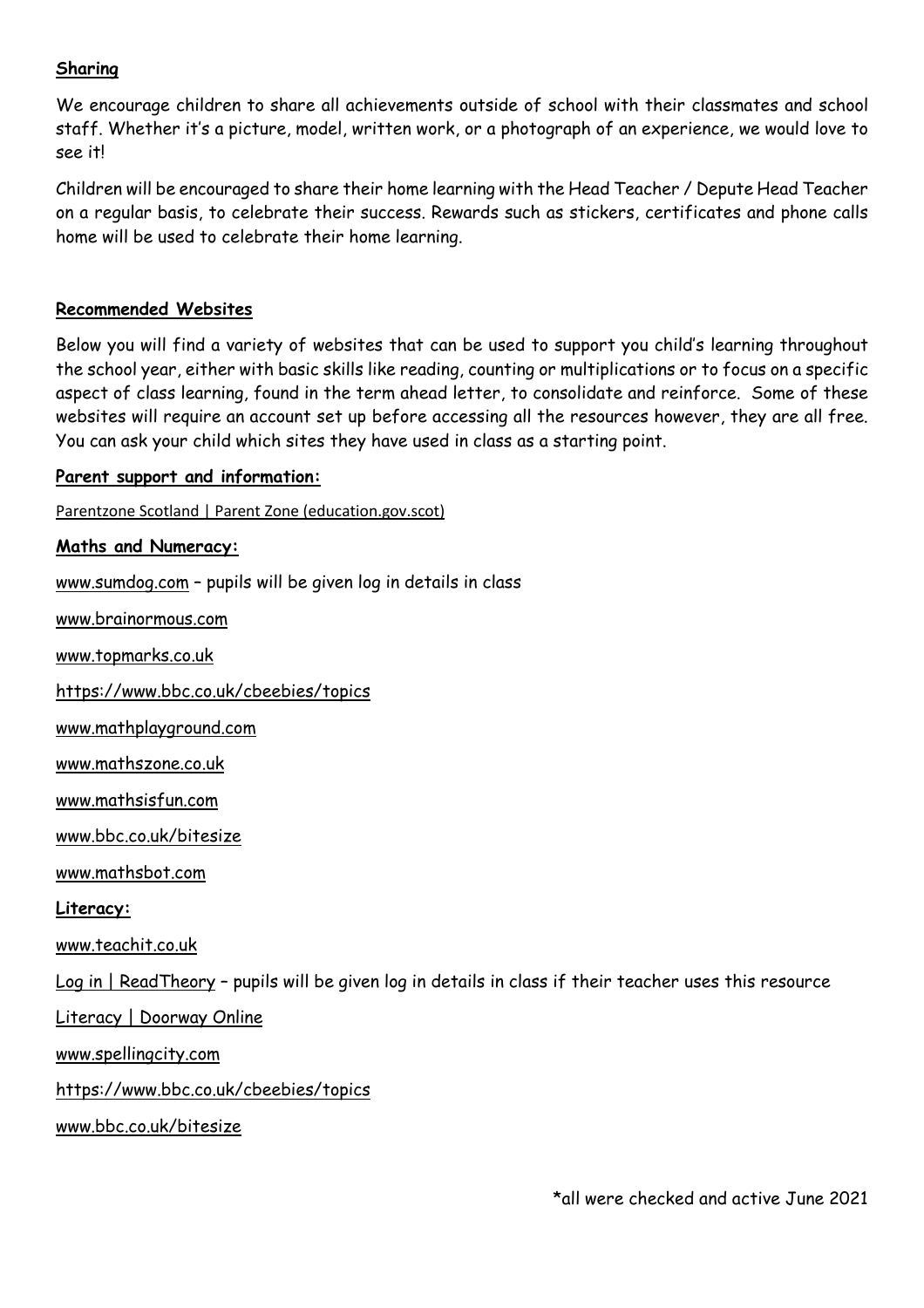**Sharing**

We encourage children to share all achievements outside of school with their classmates and school staff. Whether it's a picture, model, written work, or a photograph of an experience, we would love to see it!

Children will be encouraged to share their home learning with the Head Teacher / Depute Head Teacher on a regular basis, to celebrate their success. Rewards such as stickers, certificates and phone calls home will be used to celebrate their home learning.

**Recommended Websites**

Below you will find a variety of websites that can be used to support you child's learning throughout the school year, either with basic skills like reading, counting or multiplications or to focus on a specific aspect of class learning, found in the term ahead letter, to consolidate and reinforce. Some of these websites will require an account set up before accessing all the resources however, they are all free. You can ask your child which sites they have used in class as a starting point.

**Parent support and information:**

Parentzone Scotland | Parent Zone (education.gov.scot)

**Maths and Numeracy:**

www.sumdog.com – pupils will be given log in details in class

www.brainormous.com

www.topmarks.co.uk

https://www.bbc.co.uk/cbeebies/topics

www.mathplayground.com

www.mathszone.co.uk

www.mathsisfun.com

www.bbc.co.uk/bitesize

www.mathsbot.com

**Literacy:**

www.teachit.co.uk

Log in | ReadTheory – pupils will be given log in details in class if their teacher uses this resource

Literacy | Doorway Online

www.spellingcity.com

https://www.bbc.co.uk/cbeebies/topics

www.bbc.co.uk/bitesize

*all were checked and active June 2021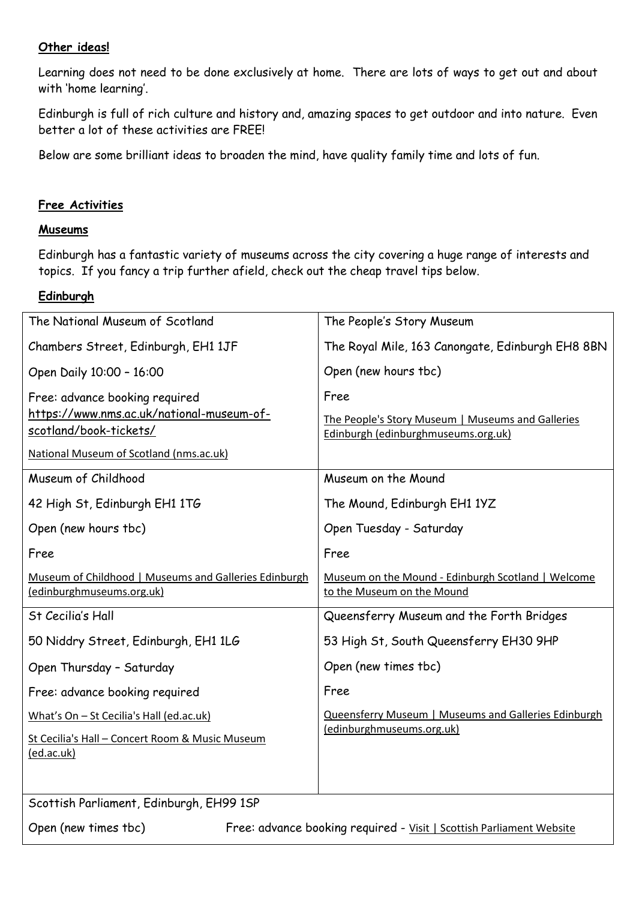**Other ideas!**

Learning does not need to be done exclusively at home. There are lots of ways to get out and about with 'home learning'.

Edinburgh is full of rich culture and history and, amazing spaces to get outdoor and into nature. Even better a lot of these activities are FREE!

Below are some brilliant ideas to broaden the mind, have quality family time and lots of fun.

**Free Activities**

**Museums**

Edinburgh has a fantastic variety of museums across the city covering a huge range of interests and topics. If you fancy a trip further afield, check out the cheap travel tips below.

**Edinburgh**

| | |
|---|---|
| The National Museum of Scotland<br>Chambers Street, Edinburgh, EH1 1JF<br>Open Daily 10:00 – 16:00<br>Free: advance booking required<br>https://www.nms.ac.uk/national-museum-of-scotland/book-tickets/<br>National Museum of Scotland (nms.ac.uk) | The People's Story Museum<br>The Royal Mile, 163 Canongate, Edinburgh EH8 8BN<br>Open (new hours tbc)<br>Free<br>The People's Story Museum \| Museums and Galleries Edinburgh (edinburghmuseums.org.uk) |
| Museum of Childhood<br>42 High St, Edinburgh EH1 1TG<br>Open (new hours tbc)<br>Free<br>Museum of Childhood \| Museums and Galleries Edinburgh (edinburghmuseums.org.uk) | Museum on the Mound<br>The Mound, Edinburgh EH1 1YZ<br>Open Tuesday - Saturday<br>Free<br>Museum on the Mound - Edinburgh Scotland \| Welcome to the Museum on the Mound |
| St Cecilia's Hall<br>50 Niddry Street, Edinburgh, EH1 1LG<br>Open Thursday – Saturday<br>Free: advance booking required<br>What's On – St Cecilia's Hall (ed.ac.uk)<br>St Cecilia's Hall – Concert Room & Music Museum (ed.ac.uk) | Queensferry Museum and the Forth Bridges<br>53 High St, South Queensferry EH30 9HP<br>Open (new times tbc)<br>Free<br>Queensferry Museum \| Museums and Galleries Edinburgh (edinburghmuseums.org.uk) |
| Scottish Parliament, Edinburgh, EH99 1SP<br>Open (new times tbc)  Free: advance booking required - Visit \| Scottish Parliament Website | |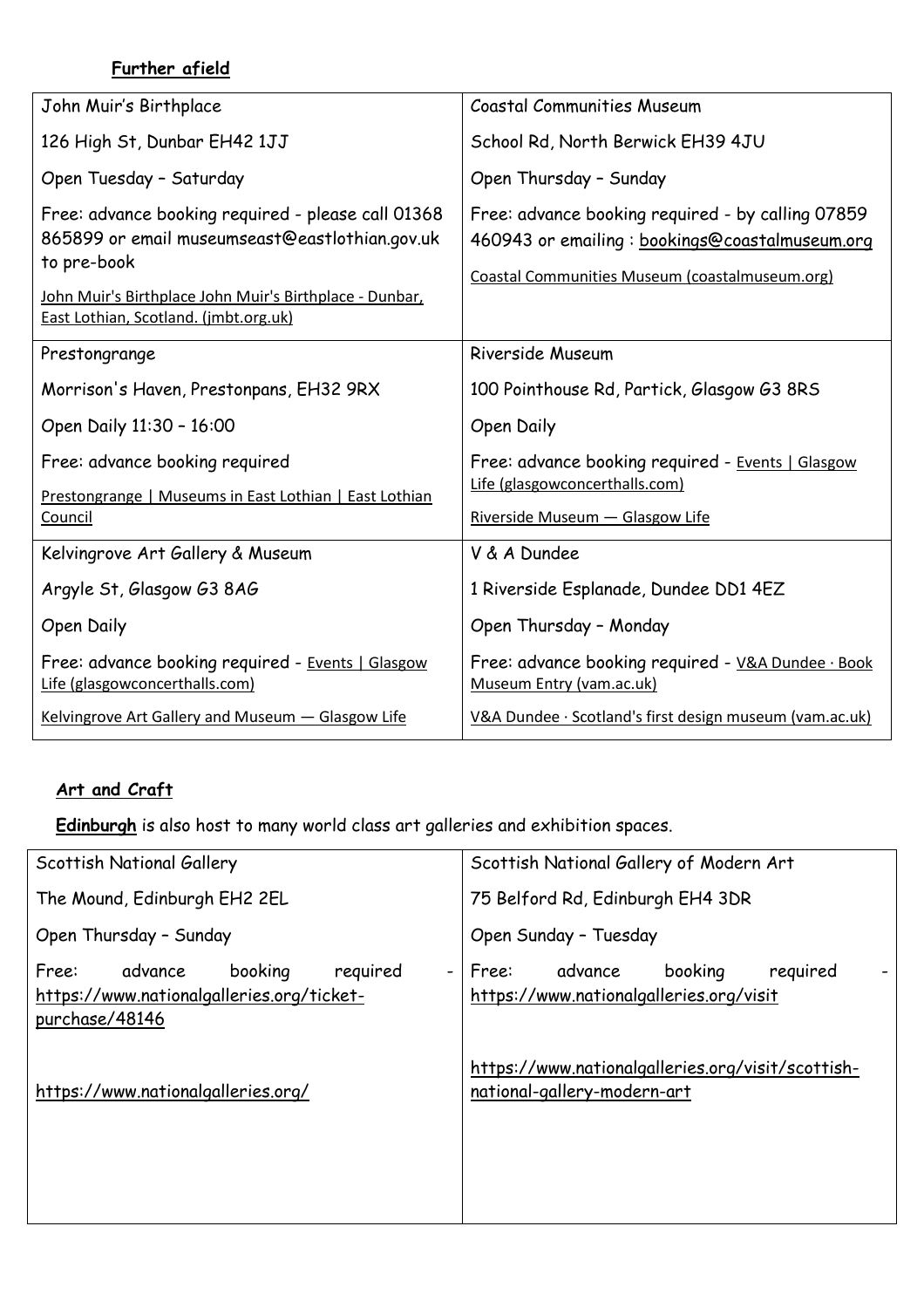**Further afield**

| John Muir's Birthplace | Coastal Communities Museum |
|---|---|
| 126 High St, Dunbar EH42 1JJ | School Rd, North Berwick EH39 4JU |
| Open Tuesday – Saturday | Open Thursday – Sunday |
| Free: advance booking required - please call 01368 865899 or email museumseast@eastlothian.gov.uk to pre-book<br><br>John Muir's Birthplace John Muir's Birthplace - Dunbar, East Lothian, Scotland. (jmbt.org.uk) | Free: advance booking required - by calling 07859 460943 or emailing : bookings@coastalmuseum.org<br><br>Coastal Communities Museum (coastalmuseum.org) |
| Prestongrange | Riverside Museum |
| Morrison's Haven, Prestonpans, EH32 9RX | 100 Pointhouse Rd, Partick, Glasgow G3 8RS |
| Open Daily 11:30 – 16:00 | Open Daily |
| Free: advance booking required<br><br>Prestongrange \| Museums in East Lothian \| East Lothian Council | Free: advance booking required - Events \| Glasgow Life (glasgowconcerthalls.com)<br><br>Riverside Museum — Glasgow Life |
| Kelvingrove Art Gallery & Museum | V & A Dundee |
| Argyle St, Glasgow G3 8AG | 1 Riverside Esplanade, Dundee DD1 4EZ |
| Open Daily | Open Thursday – Monday |
| Free: advance booking required - Events \| Glasgow Life (glasgowconcerthalls.com)<br><br>Kelvingrove Art Gallery and Museum — Glasgow Life | Free: advance booking required - V&A Dundee · Book Museum Entry (vam.ac.uk)<br><br>V&A Dundee · Scotland's first design museum (vam.ac.uk) |

**Art and Craft**

**Edinburgh** is also host to many world class art galleries and exhibition spaces.

| Scottish National Gallery | Scottish National Gallery of Modern Art |
|---|---|
| The Mound, Edinburgh EH2 2EL | 75 Belford Rd, Edinburgh EH4 3DR |
| Open Thursday – Sunday | Open Sunday – Tuesday |
| Free: advance booking required - https://www.nationalgalleries.org/ticket-purchase/48146<br><br>https://www.nationalgalleries.org/ | Free: advance booking required - https://www.nationalgalleries.org/visit<br><br>https://www.nationalgalleries.org/visit/scottish-national-gallery-modern-art |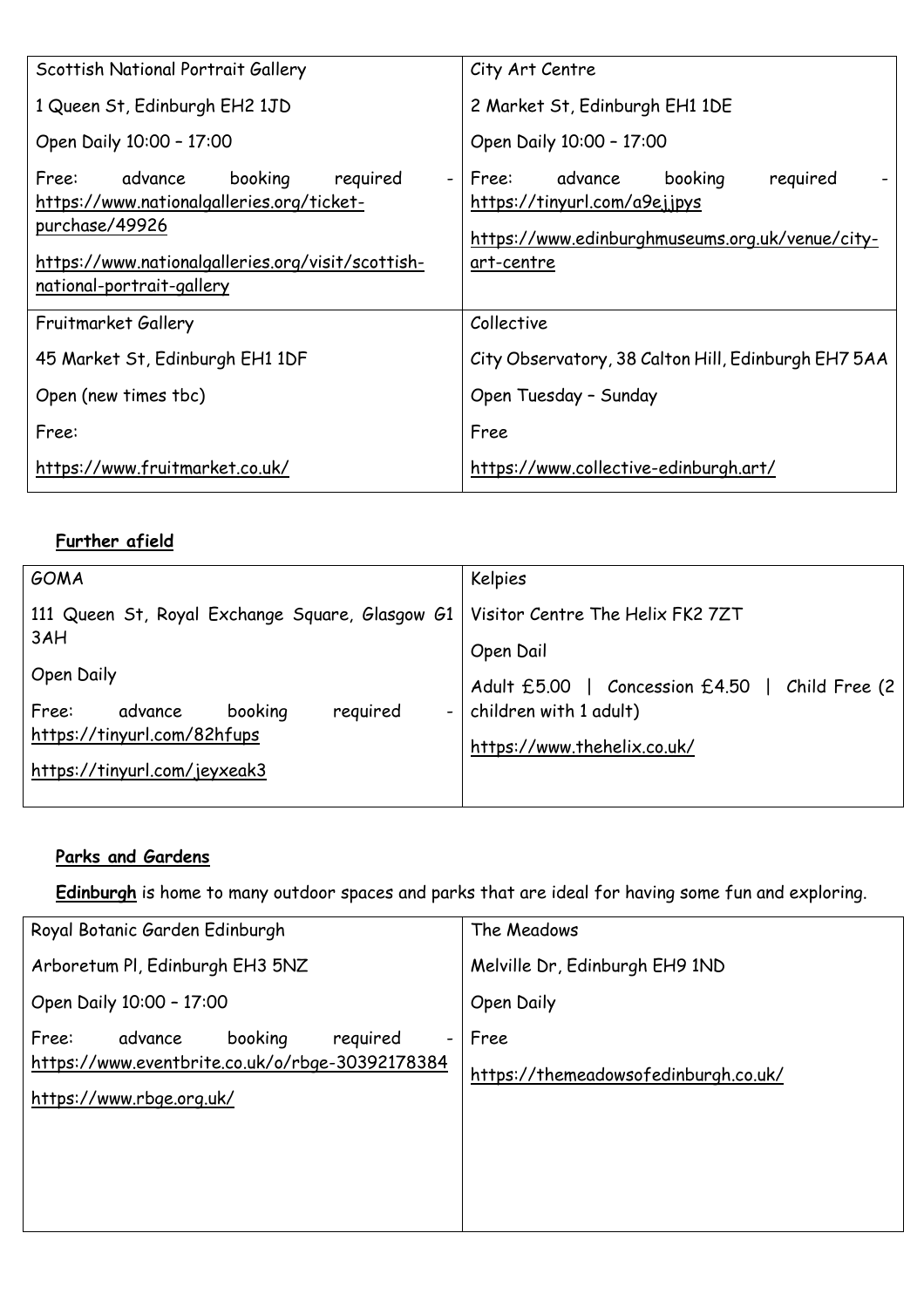| Scottish National Portrait Gallery<br>1 Queen St, Edinburgh EH2 1JD<br>Open Daily 10:00 – 17:00<br>Free: advance booking required - https://www.nationalgalleries.org/ticket-purchase/49926<br>https://www.nationalgalleries.org/visit/scottish-national-portrait-gallery | City Art Centre<br>2 Market St, Edinburgh EH1 1DE<br>Open Daily 10:00 – 17:00<br>Free: advance booking required - https://tinyurl.com/a9ejjpys<br>https://www.edinburghmuseums.org.uk/venue/city-art-centre |
|---|---|
| Fruitmarket Gallery<br>45 Market St, Edinburgh EH1 1DF<br>Open (new times tbc)<br>Free:<br>https://www.fruitmarket.co.uk/ | Collective<br>City Observatory, 38 Calton Hill, Edinburgh EH7 5AA<br>Open Tuesday – Sunday<br>Free<br>https://www.collective-edinburgh.art/ |

**Further afield**

| GOMA<br>111 Queen St, Royal Exchange Square, Glasgow G1 3AH<br>Open Daily<br>Free: advance booking required - https://tinyurl.com/82hfups<br>https://tinyurl.com/jeyxeak3 | Kelpies<br>Visitor Centre The Helix FK2 7ZT<br>Open Dail<br>Adult £5.00 \| Concession £4.50 \| Child Free (2 children with 1 adult)<br>https://www.thehelix.co.uk/ |
|---|---|

**Parks and Gardens**

**Edinburgh** is home to many outdoor spaces and parks that are ideal for having some fun and exploring.

| Royal Botanic Garden Edinburgh<br>Arboretum Pl, Edinburgh EH3 5NZ<br>Open Daily 10:00 – 17:00<br>Free: advance booking required - https://www.eventbrite.co.uk/o/rbge-30392178384<br>https://www.rbge.org.uk/ | The Meadows<br>Melville Dr, Edinburgh EH9 1ND<br>Open Daily<br>Free<br>https://themeadowsofedinburgh.co.uk/ |
|---|---|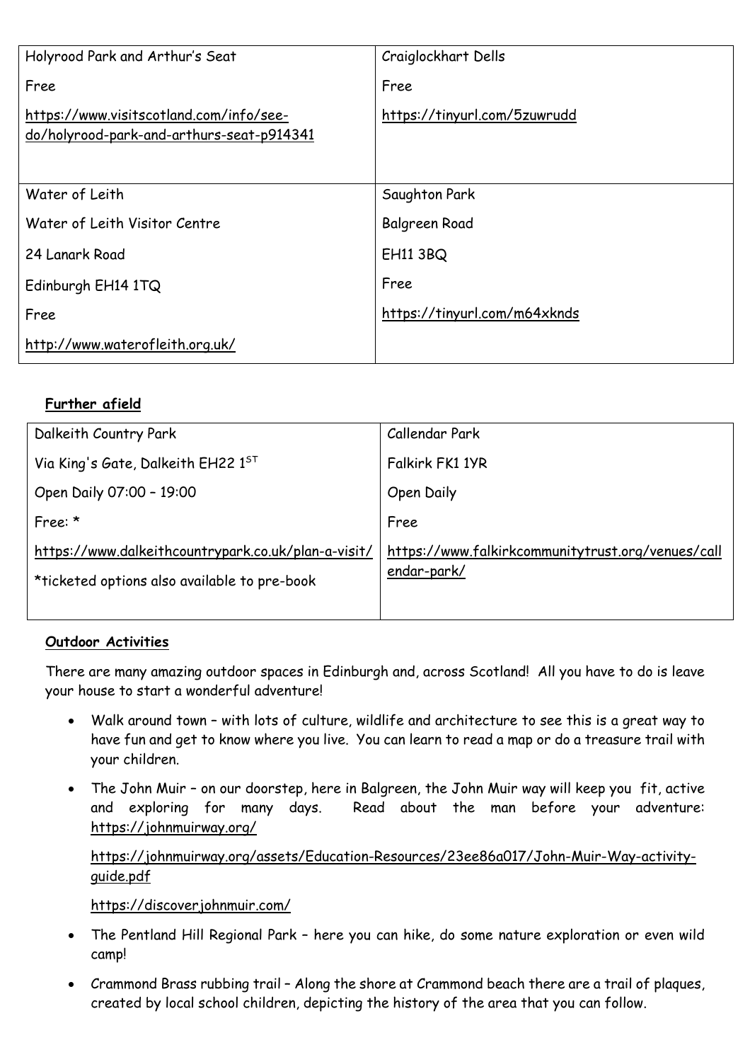| Holyrood Park and Arthur's Seat<br><br>Free<br><br>https://www.visitscotland.com/info/see-do/holyrood-park-and-arthurs-seat-p914341 | Craiglockhart Dells<br><br>Free<br><br>https://tinyurl.com/5zuwrudd |
|---|---|
| Water of Leith<br><br>Water of Leith Visitor Centre<br><br>24 Lanark Road<br><br>Edinburgh EH14 1TQ<br><br>Free<br><br>http://www.waterofleith.org.uk/ | Saughton Park<br><br>Balgreen Road<br><br>EH11 3BQ<br><br>Free<br><br>https://tinyurl.com/m64xknds |

**Further afield**

| Dalkeith Country Park<br><br>Via King's Gate, Dalkeith EH22 1ST<br><br>Open Daily 07:00 – 19:00<br><br>Free: *<br><br>https://www.dalkeithcountrypark.co.uk/plan-a-visit/<br><br>*ticketed options also available to pre-book | Callendar Park<br><br>Falkirk FK1 1YR<br><br>Open Daily<br><br>Free<br><br>https://www.falkirkcommunitytrust.org/venues/callendar-park/ |
|---|---|

**Outdoor Activities**

There are many amazing outdoor spaces in Edinburgh and, across Scotland! All you have to do is leave your house to start a wonderful adventure!

- Walk around town – with lots of culture, wildlife and architecture to see this is a great way to have fun and get to know where you live. You can learn to read a map or do a treasure trail with your children.
- The John Muir – on our doorstep, here in Balgreen, the John Muir way will keep you fit, active and exploring for many days. Read about the man before your adventure: https://johnmuirway.org/

  https://johnmuirway.org/assets/Education-Resources/23ee86a017/John-Muir-Way-activity-guide.pdf

  https://discoverjohnmuir.com/
- The Pentland Hill Regional Park – here you can hike, do some nature exploration or even wild camp!
- Crammond Brass rubbing trail – Along the shore at Crammond beach there are a trail of plaques, created by local school children, depicting the history of the area that you can follow.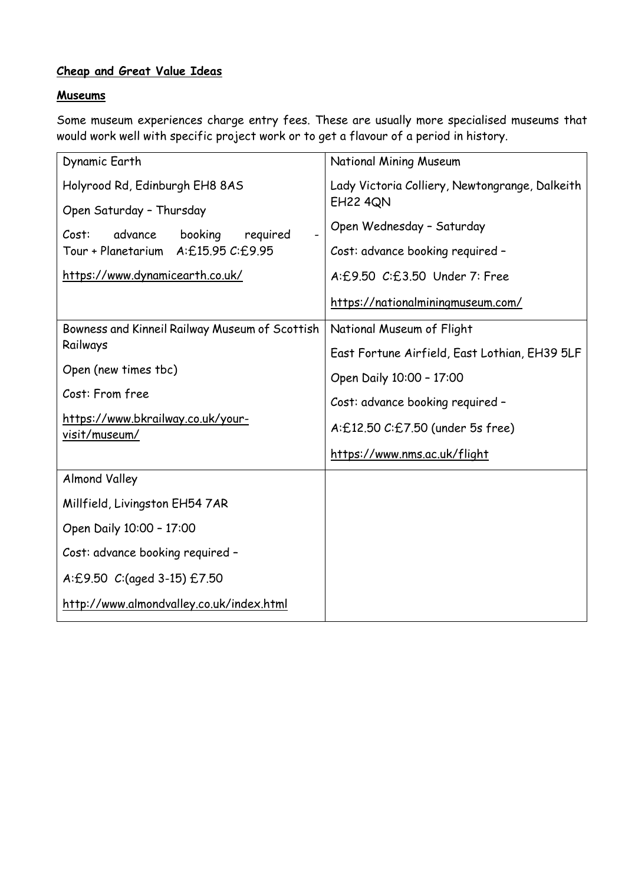**Cheap and Great Value Ideas**

**Museums**

Some museum experiences charge entry fees. These are usually more specialised museums that would work well with specific project work or to get a flavour of a period in history.

| | |
|---|---|
| Dynamic Earth<br><br>Holyrood Rd, Edinburgh EH8 8AS<br><br>Open Saturday – Thursday<br><br>Cost: advance booking required - Tour + Planetarium A:£15.95 C:£9.95<br><br>https://www.dynamicearth.co.uk/ | National Mining Museum<br><br>Lady Victoria Colliery, Newtongrange, Dalkeith EH22 4QN<br><br>Open Wednesday – Saturday<br><br>Cost: advance booking required –<br><br>A:£9.50 C:£3.50 Under 7: Free<br><br>https://nationalminingmuseum.com/ |
| Bowness and Kinneil Railway Museum of Scottish Railways<br><br>Open (new times tbc)<br><br>Cost: From free<br><br>https://www.bkrailway.co.uk/your-visit/museum/ | National Museum of Flight<br><br>East Fortune Airfield, East Lothian, EH39 5LF<br><br>Open Daily 10:00 – 17:00<br><br>Cost: advance booking required –<br><br>A:£12.50 C:£7.50 (under 5s free)<br><br>https://www.nms.ac.uk/flight |
| Almond Valley<br><br>Millfield, Livingston EH54 7AR<br><br>Open Daily 10:00 – 17:00<br><br>Cost: advance booking required –<br><br>A:£9.50 C:(aged 3-15) £7.50<br><br>http://www.almondvalley.co.uk/index.html | |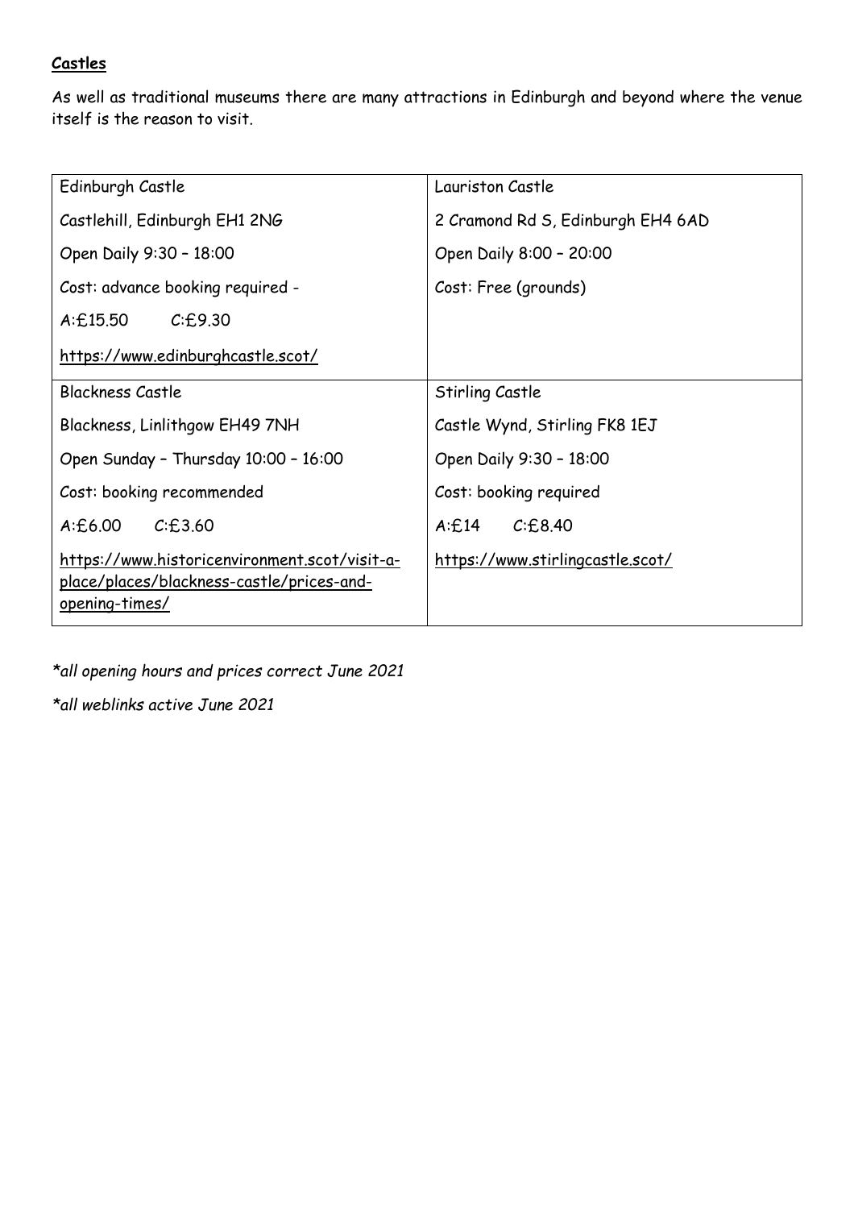**Castles**

As well as traditional museums there are many attractions in Edinburgh and beyond where the venue itself is the reason to visit.

| Edinburgh Castle<br><br>Castlehill, Edinburgh EH1 2NG<br><br>Open Daily 9:30 – 18:00<br><br>Cost: advance booking required -<br><br>A:£15.50 C:£9.30<br><br>https://www.edinburghcastle.scot/ | Lauriston Castle<br><br>2 Cramond Rd S, Edinburgh EH4 6AD<br><br>Open Daily 8:00 – 20:00<br><br>Cost: Free (grounds) |
|---|---|
| Blackness Castle<br><br>Blackness, Linlithgow EH49 7NH<br><br>Open Sunday – Thursday 10:00 – 16:00<br><br>Cost: booking recommended<br><br>A:£6.00 C:£3.60<br><br>https://www.historicenvironment.scot/visit-a-place/places/blackness-castle/prices-and-opening-times/ | Stirling Castle<br><br>Castle Wynd, Stirling FK8 1EJ<br><br>Open Daily 9:30 – 18:00<br><br>Cost: booking required<br><br>A:£14 C:£8.40<br><br>https://www.stirlingcastle.scot/ |

*\*all opening hours and prices correct June 2021*

*\*all weblinks active June 2021*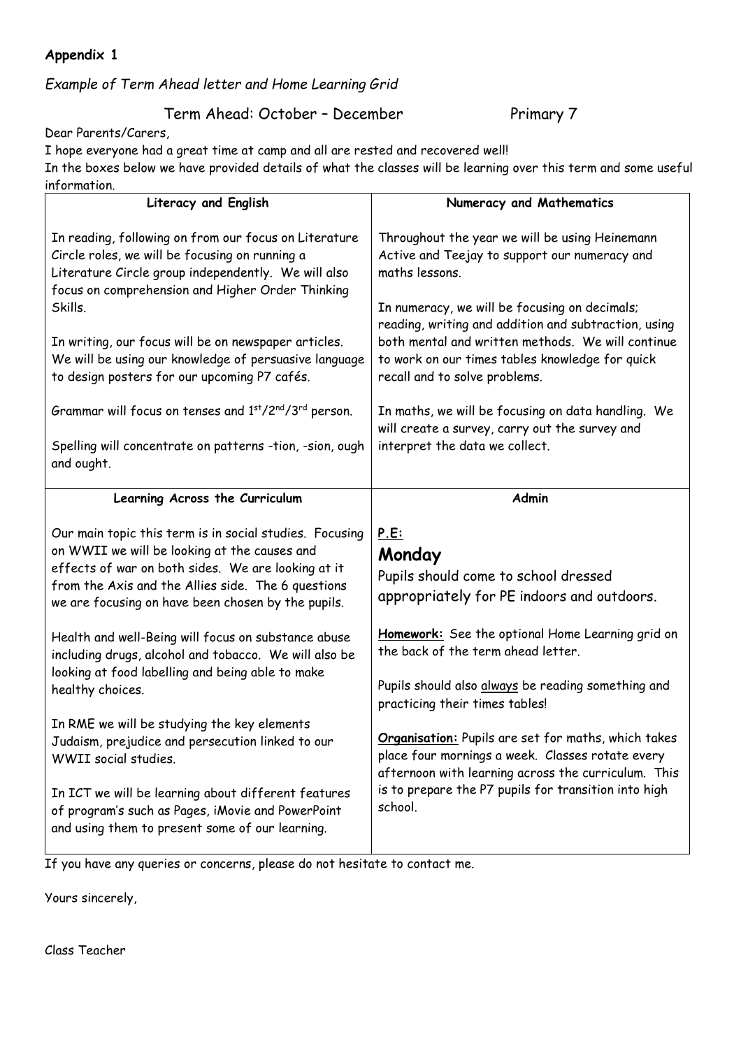**Appendix 1**

*Example of Term Ahead letter and Home Learning Grid*

Term Ahead: October – December Primary 7

Dear Parents/Carers,

I hope everyone had a great time at camp and all are rested and recovered well!

In the boxes below we have provided details of what the classes will be learning over this term and some useful information.

| **Literacy and English** | **Numeracy and Mathematics** |
|---|---|
| In reading, following on from our focus on Literature Circle roles, we will be focusing on running a Literature Circle group independently. We will also focus on comprehension and Higher Order Thinking Skills.<br><br>In writing, our focus will be on newspaper articles. We will be using our knowledge of persuasive language to design posters for our upcoming P7 cafés.<br><br>Grammar will focus on tenses and 1st/2nd/3rd person.<br><br>Spelling will concentrate on patterns -tion, -sion, ough and ought. | Throughout the year we will be using Heinemann Active and Teejay to support our numeracy and maths lessons.<br><br>In numeracy, we will be focusing on decimals; reading, writing and addition and subtraction, using both mental and written methods. We will continue to work on our times tables knowledge for quick recall and to solve problems.<br><br>In maths, we will be focusing on data handling. We will create a survey, carry out the survey and interpret the data we collect. |
| **Learning Across the Curriculum** | **Admin** |
| Our main topic this term is in social studies. Focusing on WWII we will be looking at the causes and effects of war on both sides. We are looking at it from the Axis and the Allies side. The 6 questions we are focusing on have been chosen by the pupils.<br><br>Health and well-Being will focus on substance abuse including drugs, alcohol and tobacco. We will also be looking at food labelling and being able to make healthy choices.<br><br>In RME we will be studying the key elements Judaism, prejudice and persecution linked to our WWII social studies.<br><br>In ICT we will be learning about different features of program's such as Pages, iMovie and PowerPoint and using them to present some of our learning. | <u>**P.E:**</u><br>**Monday**<br>Pupils should come to school dressed appropriately for PE indoors and outdoors.<br><br><u>**Homework:**</u> See the optional Home Learning grid on the back of the term ahead letter.<br><br>Pupils should also <u>always</u> be reading something and practicing their times tables!<br><br><u>**Organisation:**</u> Pupils are set for maths, which takes place four mornings a week. Classes rotate every afternoon with learning across the curriculum. This is to prepare the P7 pupils for transition into high school. |

If you have any queries or concerns, please do not hesitate to contact me.

Yours sincerely,

Class Teacher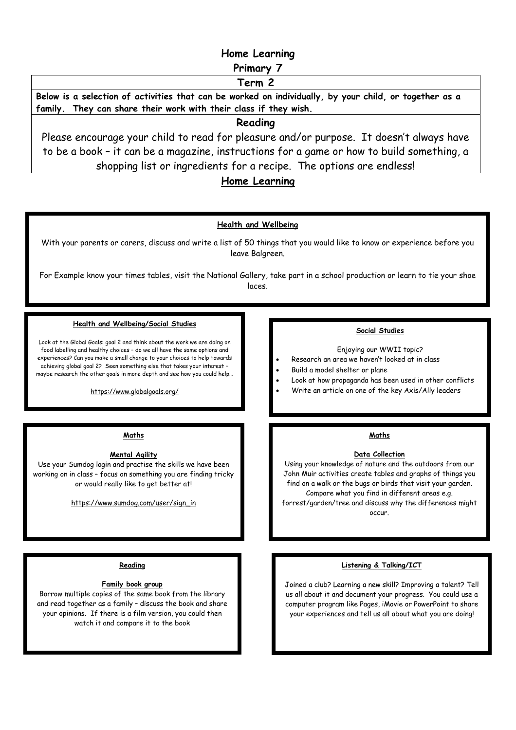# Home Learning

## Primary 7

## Term 2

**Below is a selection of activities that can be worked on individually, by your child, or together as a family. They can share their work with their class if they wish.**

## Reading

Please encourage your child to read for pleasure and/or purpose. It doesn't always have to be a book – it can be a magazine, instructions for a game or how to build something, a shopping list or ingredients for a recipe. The options are endless!

## Home Learning

### Health and Wellbeing

With your parents or carers, discuss and write a list of 50 things that you would like to know or experience before you leave Balgreen.

For Example know your times tables, visit the National Gallery, take part in a school production or learn to tie your shoe laces.

### Health and Wellbeing/Social Studies

Look at the Global Goals: goal 2 and think about the work we are doing on food labelling and healthy choices – do we all have the same options and experiences? Can you make a small change to your choices to help towards achieving global goal 2? Seen something else that takes your interest – maybe research the other goals in more depth and see how you could help…

https://www.globalgoals.org/

### Social Studies

Enjoying our WWII topic?

- Research an area we haven't looked at in class
- Build a model shelter or plane
- Look at how propaganda has been used in other conflicts
- Write an article on one of the key Axis/Ally leaders

### Maths

**Mental Agility**

Use your Sumdog login and practise the skills we have been working on in class – focus on something you are finding tricky or would really like to get better at!

https://www.sumdog.com/user/sign_in

### Maths

**Data Collection**

Using your knowledge of nature and the outdoors from our John Muir activities create tables and graphs of things you find on a walk or the bugs or birds that visit your garden. Compare what you find in different areas e.g. forrest/garden/tree and discuss why the differences might occur.

### Reading

**Family book group**

Borrow multiple copies of the same book from the library and read together as a family – discuss the book and share your opinions. If there is a film version, you could then watch it and compare it to the book

### Listening & Talking/ICT

Joined a club? Learning a new skill? Improving a talent? Tell us all about it and document your progress. You could use a computer program like Pages, iMovie or PowerPoint to share your experiences and tell us all about what you are doing!